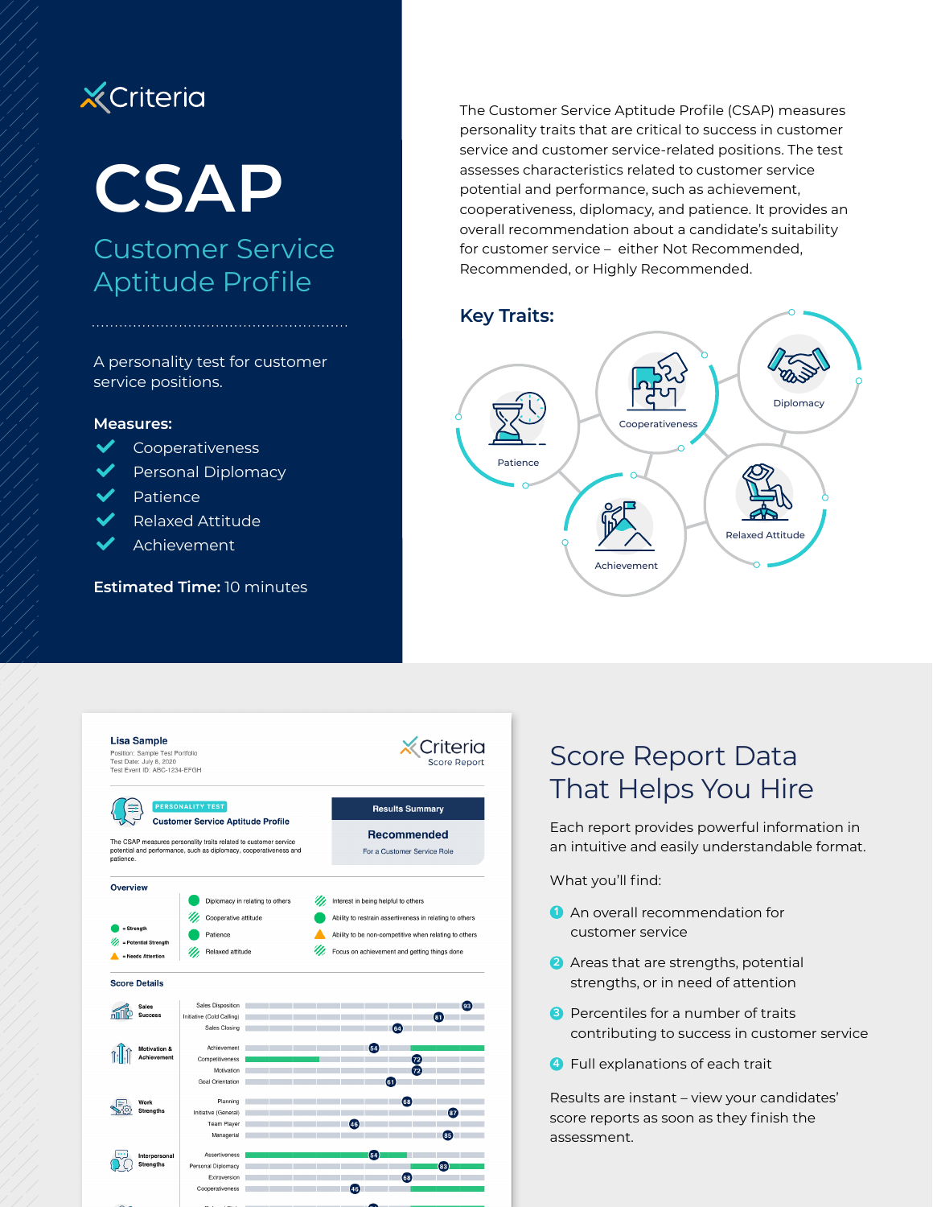Criteria

# CSAP

## Customer Service Aptitude Profile

A personality test for customer service positions.

**Measures:**

- Cooperativeness
- Personal Diplomacy
- Patience
- Relaxed Attitude
- Achievement

**Estimated Time:** 10 minutes

The Customer Service Aptitude Profile (CSAP) measures personality traits that are critical to success in customer service and customer service-related positions. The test assesses characteristics related to customer service potential and performance, such as achievement, cooperativeness, diplomacy, and patience. It provides an overall recommendation about a candidate's suitability for customer service – either Not Recommended, Recommended, or Highly Recommended.

## Key Traits:

- Patience
- Cooperativeness
- Diplomacy
- Achievement
- Relaxed Attitude

**Lisa Sample**

Position: Sample Test Portfolio
Test Date: July 8, 2020
Test Event ID: ABC-1234-EFGH

Criteria Score Report

PERSONALITY TEST

**Customer Service Aptitude Profile**

The CSAP measures personality traits related to customer service potential and performance, such as diplomacy, cooperativeness and patience.

**Results Summary**

**Recommended**

For a Customer Service Role

**Overview**

- = Strength
- = Potential Strength
- = Needs Attention

- Diplomacy in relating to others
- Cooperative attitude
- Patience
- Relaxed attitude
- Interest in being helpful to others
- Ability to restrain assertiveness in relating to others
- Ability to be non-competitive when relating to others
- Focus on achievement and getting things done

**Score Details**

| Category | Trait | Score |
|---|---|---|
| Sales Success | Sales Disposition | 93 |
| | Initiative (Cold Calling) | 81 |
| | Sales Closing | 64 |
| Motivation & Achievement | Achievement | 54 |
| | Competitiveness | 72 |
| | Motivation | 72 |
| | Goal Orientation | 61 |
| Work Strengths | Planning | 68 |
| | Initiative (General) | 87 |
| | Team Player | 46 |
| | Managerial | 85 |
| Interpersonal Strengths | Assertiveness | 54 |
| | Personal Diplomacy | 83 |
| | Extroversion | 68 |
| | Cooperativeness | 46 |

## Score Report Data That Helps You Hire

Each report provides powerful information in an intuitive and easily understandable format.

What you'll find:

1. An overall recommendation for customer service
2. Areas that are strengths, potential strengths, or in need of attention
3. Percentiles for a number of traits contributing to success in customer service
4. Full explanations of each trait

Results are instant – view your candidates' score reports as soon as they finish the assessment.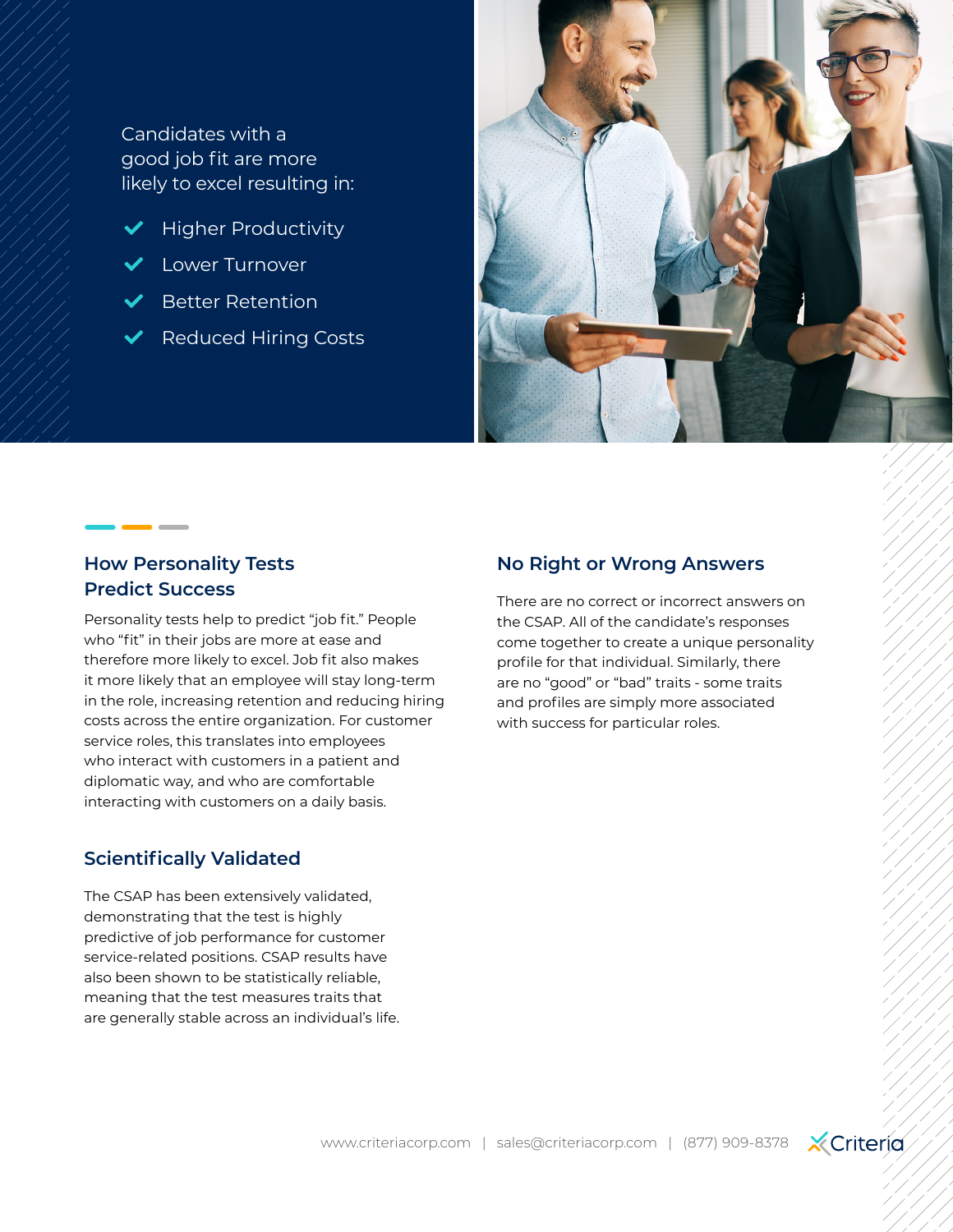Candidates with a good job fit are more likely to excel resulting in:

- Higher Productivity
- Lower Turnover
- Better Retention
- Reduced Hiring Costs

## How Personality Tests Predict Success

Personality tests help to predict "job fit." People who "fit" in their jobs are more at ease and therefore more likely to excel. Job fit also makes it more likely that an employee will stay long-term in the role, increasing retention and reducing hiring costs across the entire organization. For customer service roles, this translates into employees who interact with customers in a patient and diplomatic way, and who are comfortable interacting with customers on a daily basis.

## Scientifically Validated

The CSAP has been extensively validated, demonstrating that the test is highly predictive of job performance for customer service-related positions. CSAP results have also been shown to be statistically reliable, meaning that the test measures traits that are generally stable across an individual's life.

## No Right or Wrong Answers

There are no correct or incorrect answers on the CSAP. All of the candidate's responses come together to create a unique personality profile for that individual. Similarly, there are no "good" or "bad" traits - some traits and profiles are simply more associated with success for particular roles.

www.criteriacorp.com | sales@criteriacorp.com | (877) 909-8378 Criteria